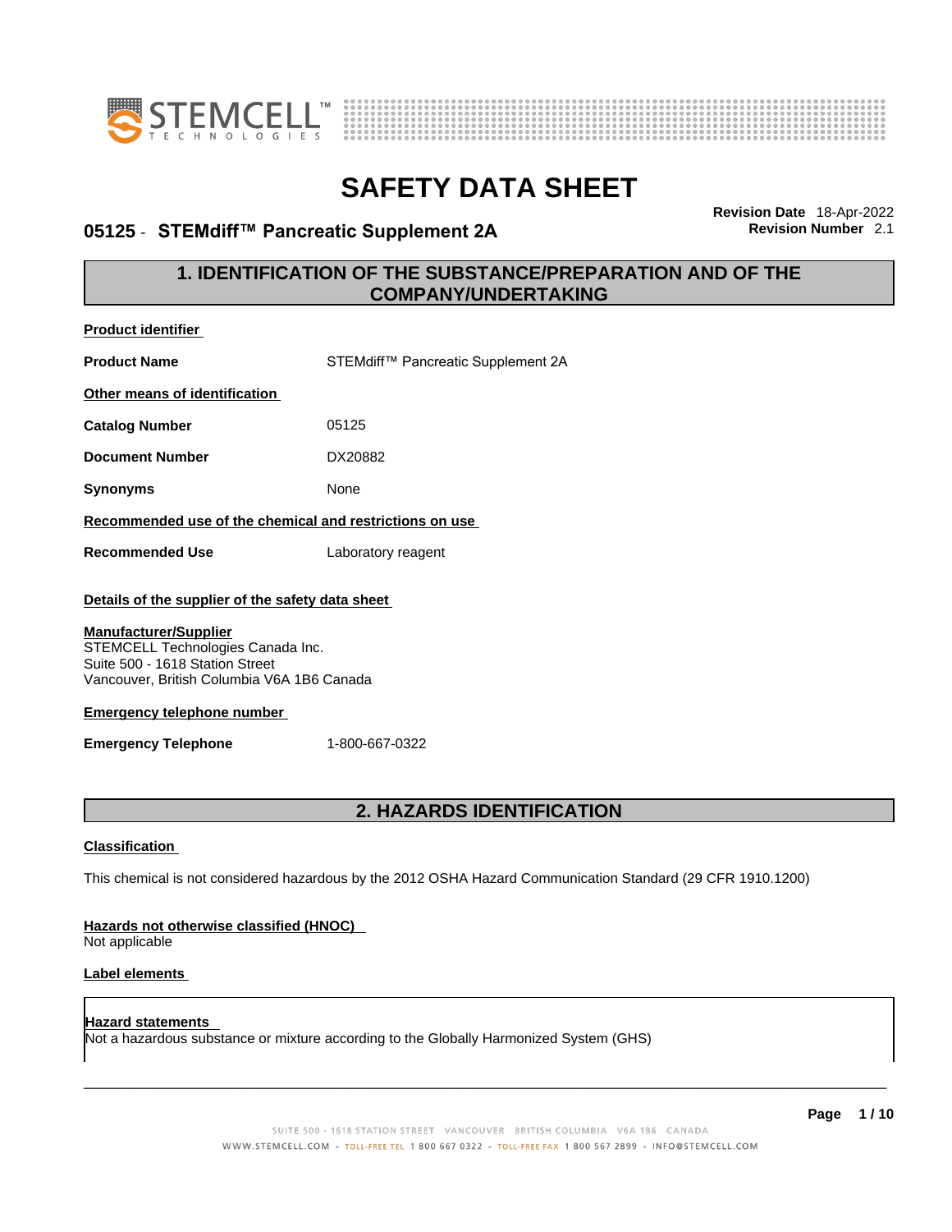# SAFETY DATA SHEET

**05125 - STEMdiff™ Pancreatic Supplement 2A**

**Revision Date** 18-Apr-2022
**Revision Number** 2.1

## 1. IDENTIFICATION OF THE SUBSTANCE/PREPARATION AND OF THE COMPANY/UNDERTAKING

**Product identifier**

**Product Name** STEMdiff™ Pancreatic Supplement 2A

**Other means of identification**

**Catalog Number** 05125

**Document Number** DX20882

**Synonyms** None

**Recommended use of the chemical and restrictions on use**

**Recommended Use** Laboratory reagent

**Details of the supplier of the safety data sheet**

**Manufacturer/Supplier**
STEMCELL Technologies Canada Inc.
Suite 500 - 1618 Station Street
Vancouver, British Columbia V6A 1B6 Canada

**Emergency telephone number**

**Emergency Telephone** 1-800-667-0322

## 2. HAZARDS IDENTIFICATION

**Classification**

This chemical is not considered hazardous by the 2012 OSHA Hazard Communication Standard (29 CFR 1910.1200)

**Hazards not otherwise classified (HNOC)**
Not applicable

**Label elements**

**Hazard statements**
Not a hazardous substance or mixture according to the Globally Harmonized System (GHS)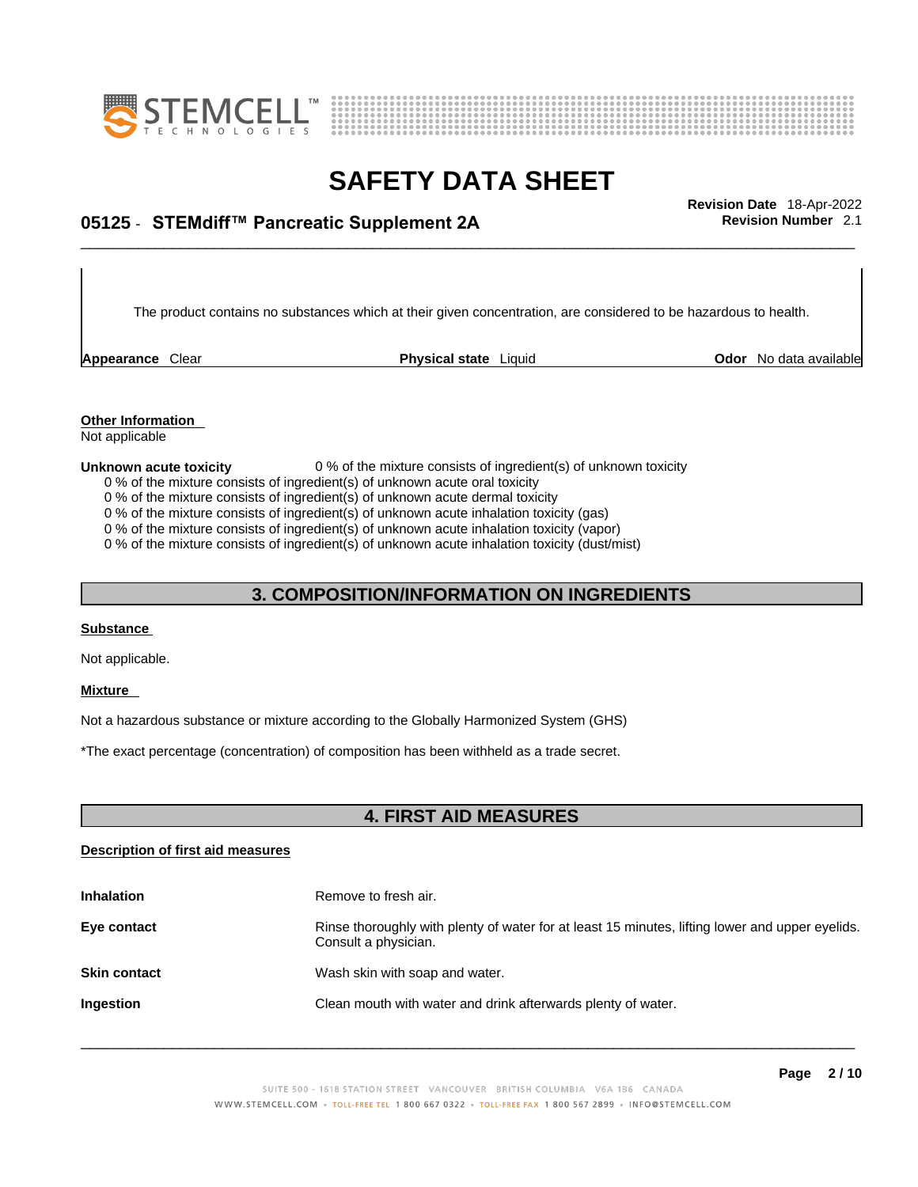The product contains no substances which at their given concentration, are considered to be hazardous to health.

**Appearance** Clear **Physical state** Liquid **Odor** No data available

**Other Information**
Not applicable

**Unknown acute toxicity** 0 % of the mixture consists of ingredient(s) of unknown toxicity

0 % of the mixture consists of ingredient(s) of unknown acute oral toxicity
0 % of the mixture consists of ingredient(s) of unknown acute dermal toxicity
0 % of the mixture consists of ingredient(s) of unknown acute inhalation toxicity (gas)
0 % of the mixture consists of ingredient(s) of unknown acute inhalation toxicity (vapor)
0 % of the mixture consists of ingredient(s) of unknown acute inhalation toxicity (dust/mist)

## 3. COMPOSITION/INFORMATION ON INGREDIENTS

**Substance**

Not applicable.

**Mixture**

Not a hazardous substance or mixture according to the Globally Harmonized System (GHS)

*The exact percentage (concentration) of composition has been withheld as a trade secret.

## 4. FIRST AID MEASURES

**Description of first aid measures**

**Inhalation** Remove to fresh air.

**Eye contact** Rinse thoroughly with plenty of water for at least 15 minutes, lifting lower and upper eyelids. Consult a physician.

**Skin contact** Wash skin with soap and water.

**Ingestion** Clean mouth with water and drink afterwards plenty of water.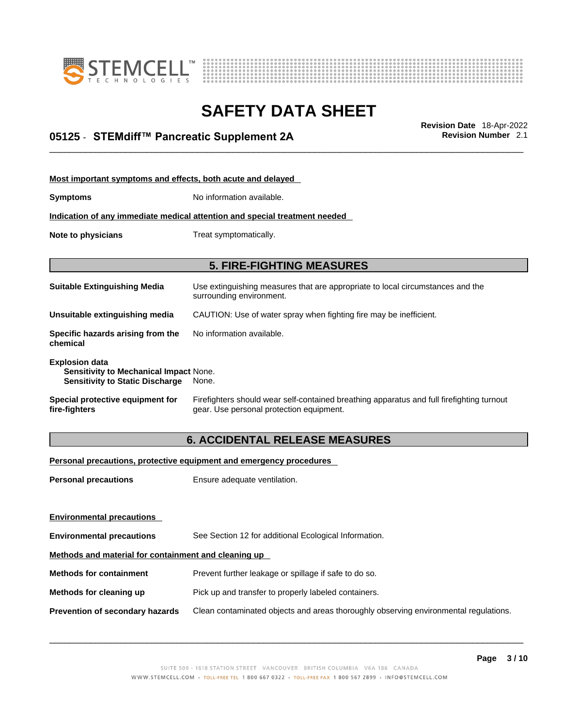**Most important symptoms and effects, both acute and delayed**

**Symptoms** No information available.

**Indication of any immediate medical attention and special treatment needed**

**Note to physicians** Treat symptomatically.

## 5. FIRE-FIGHTING MEASURES

**Suitable Extinguishing Media** Use extinguishing measures that are appropriate to local circumstances and the surrounding environment.

**Unsuitable extinguishing media** CAUTION: Use of water spray when fighting fire may be inefficient.

**Specific hazards arising from the chemical** No information available.

**Explosion data**
**Sensitivity to Mechanical Impact** None.
**Sensitivity to Static Discharge** None.

**Special protective equipment for fire-fighters** Firefighters should wear self-contained breathing apparatus and full firefighting turnout gear. Use personal protection equipment.

## 6. ACCIDENTAL RELEASE MEASURES

**Personal precautions, protective equipment and emergency procedures**

**Personal precautions** Ensure adequate ventilation.

**Environmental precautions**

**Environmental precautions** See Section 12 for additional Ecological Information.

**Methods and material for containment and cleaning up**

**Methods for containment** Prevent further leakage or spillage if safe to do so.

**Methods for cleaning up** Pick up and transfer to properly labeled containers.

**Prevention of secondary hazards** Clean contaminated objects and areas thoroughly observing environmental regulations.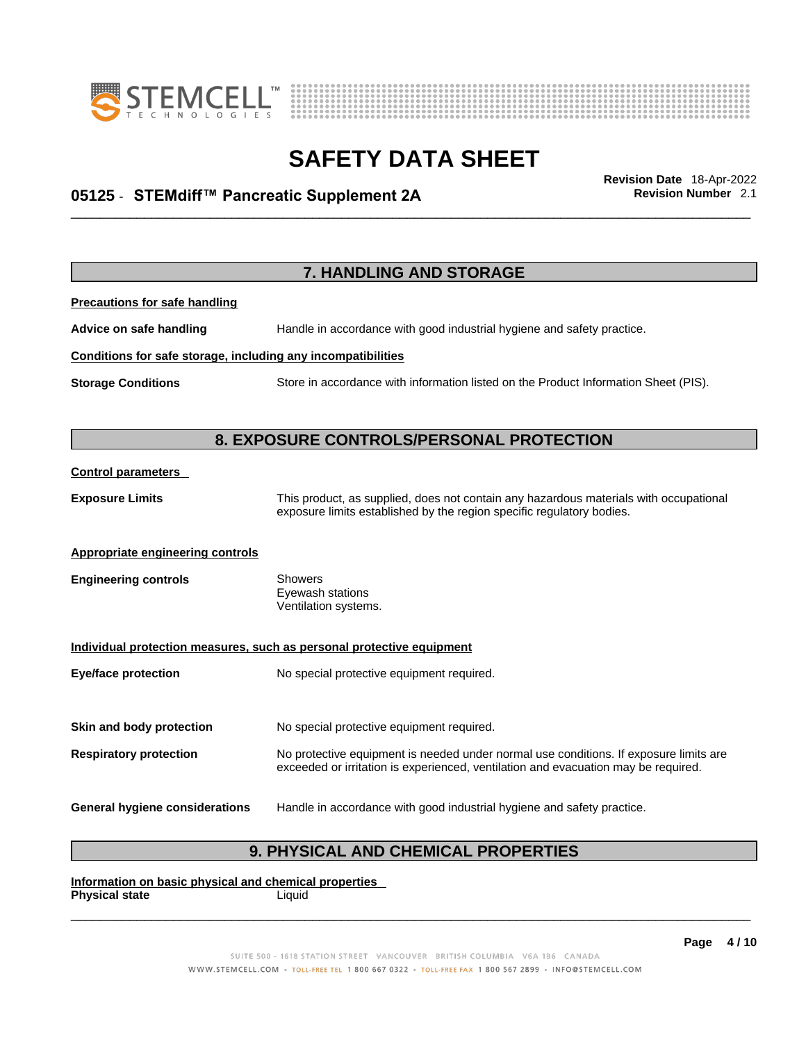## 7. HANDLING AND STORAGE

**Precautions for safe handling**

**Advice on safe handling** Handle in accordance with good industrial hygiene and safety practice.

**Conditions for safe storage, including any incompatibilities**

**Storage Conditions** Store in accordance with information listed on the Product Information Sheet (PIS).

## 8. EXPOSURE CONTROLS/PERSONAL PROTECTION

**Control parameters**

**Exposure Limits** This product, as supplied, does not contain any hazardous materials with occupational exposure limits established by the region specific regulatory bodies.

**Appropriate engineering controls**

**Engineering controls** Showers
Eyewash stations
Ventilation systems.

**Individual protection measures, such as personal protective equipment**

**Eye/face protection** No special protective equipment required.

**Skin and body protection** No special protective equipment required.

**Respiratory protection** No protective equipment is needed under normal use conditions. If exposure limits are exceeded or irritation is experienced, ventilation and evacuation may be required.

**General hygiene considerations** Handle in accordance with good industrial hygiene and safety practice.

## 9. PHYSICAL AND CHEMICAL PROPERTIES

**Information on basic physical and chemical properties**

**Physical state** Liquid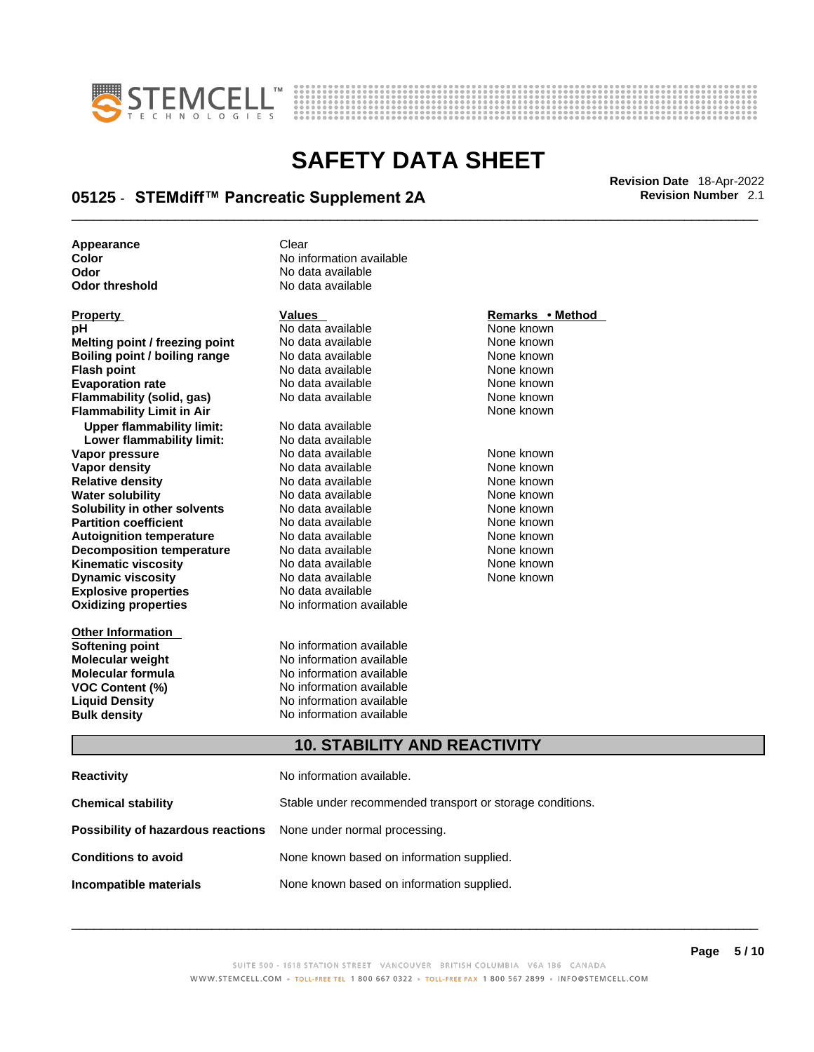| | |
|---|---|
| **Appearance** | Clear |
| **Color** | No information available |
| **Odor** | No data available |
| **Odor threshold** | No data available |

| Property | Values | Remarks • Method |
|---|---|---|
| **pH** | No data available | None known |
| **Melting point / freezing point** | No data available | None known |
| **Boiling point / boiling range** | No data available | None known |
| **Flash point** | No data available | None known |
| **Evaporation rate** | No data available | None known |
| **Flammability (solid, gas)** | No data available | None known |
| **Flammability Limit in Air** | | None known |
| **Upper flammability limit:** | No data available | |
| **Lower flammability limit:** | No data available | |
| **Vapor pressure** | No data available | None known |
| **Vapor density** | No data available | None known |
| **Relative density** | No data available | None known |
| **Water solubility** | No data available | None known |
| **Solubility in other solvents** | No data available | None known |
| **Partition coefficient** | No data available | None known |
| **Autoignition temperature** | No data available | None known |
| **Decomposition temperature** | No data available | None known |
| **Kinematic viscosity** | No data available | None known |
| **Dynamic viscosity** | No data available | None known |
| **Explosive properties** | No data available | |
| **Oxidizing properties** | No information available | |

| Other Information | |
|---|---|
| **Softening point** | No information available |
| **Molecular weight** | No information available |
| **Molecular formula** | No information available |
| **VOC Content (%)** | No information available |
| **Liquid Density** | No information available |
| **Bulk density** | No information available |

## 10. STABILITY AND REACTIVITY

| | |
|---|---|
| **Reactivity** | No information available. |
| **Chemical stability** | Stable under recommended transport or storage conditions. |
| **Possibility of hazardous reactions** | None under normal processing. |
| **Conditions to avoid** | None known based on information supplied. |
| **Incompatible materials** | None known based on information supplied. |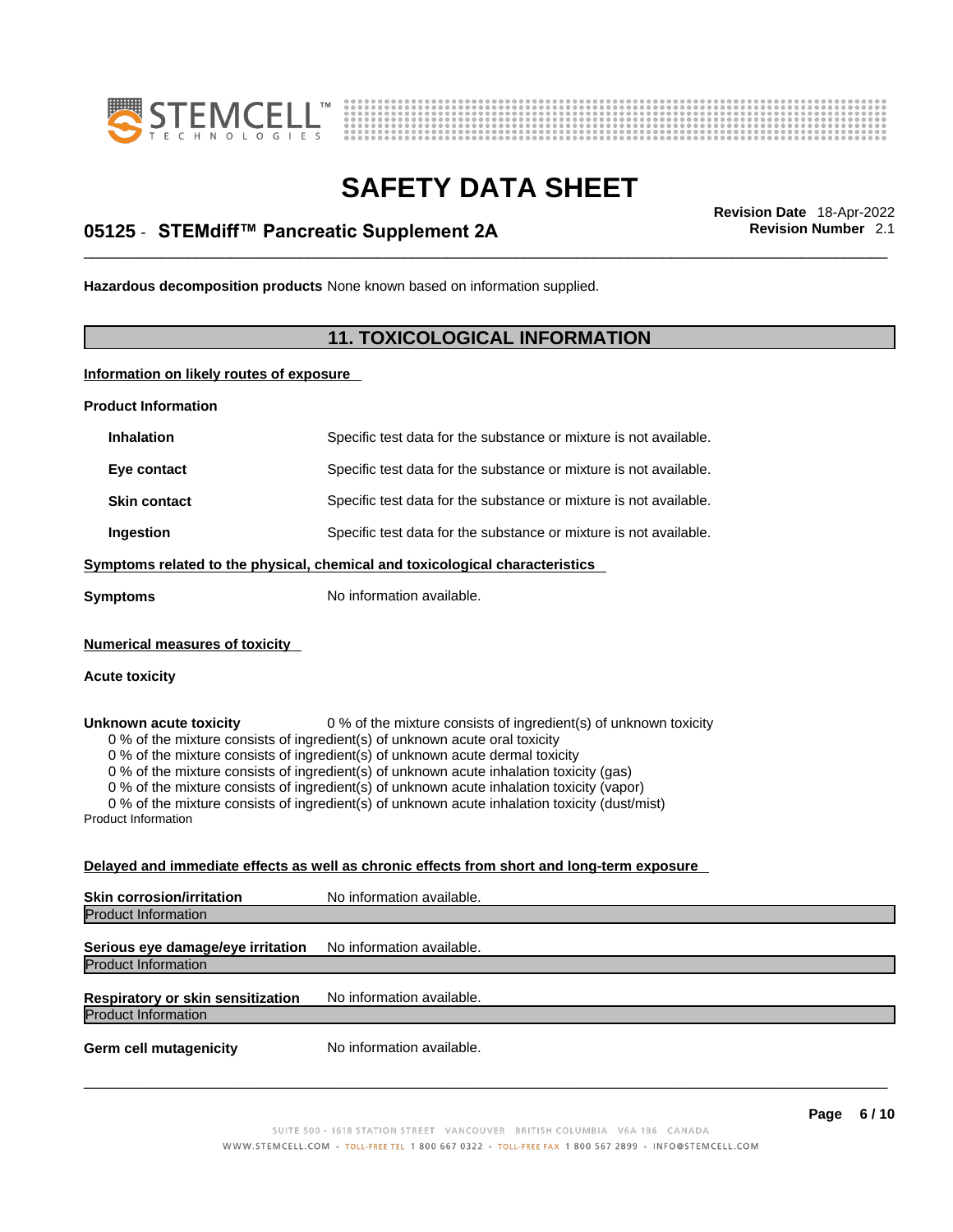**Hazardous decomposition products** None known based on information supplied.

## 11. TOXICOLOGICAL INFORMATION

**Information on likely routes of exposure**

**Product Information**

| | |
|---|---|
| **Inhalation** | Specific test data for the substance or mixture is not available. |
| **Eye contact** | Specific test data for the substance or mixture is not available. |
| **Skin contact** | Specific test data for the substance or mixture is not available. |
| **Ingestion** | Specific test data for the substance or mixture is not available. |

**Symptoms related to the physical, chemical and toxicological characteristics**

**Symptoms** No information available.

**Numerical measures of toxicity**

**Acute toxicity**

**Unknown acute toxicity** 0 % of the mixture consists of ingredient(s) of unknown toxicity

0 % of the mixture consists of ingredient(s) of unknown acute oral toxicity
0 % of the mixture consists of ingredient(s) of unknown acute dermal toxicity
0 % of the mixture consists of ingredient(s) of unknown acute inhalation toxicity (gas)
0 % of the mixture consists of ingredient(s) of unknown acute inhalation toxicity (vapor)
0 % of the mixture consists of ingredient(s) of unknown acute inhalation toxicity (dust/mist)

Product Information

**Delayed and immediate effects as well as chronic effects from short and long-term exposure**

**Skin corrosion/irritation** No information available.

Product Information

**Serious eye damage/eye irritation** No information available.

Product Information

**Respiratory or skin sensitization** No information available.

Product Information

**Germ cell mutagenicity** No information available.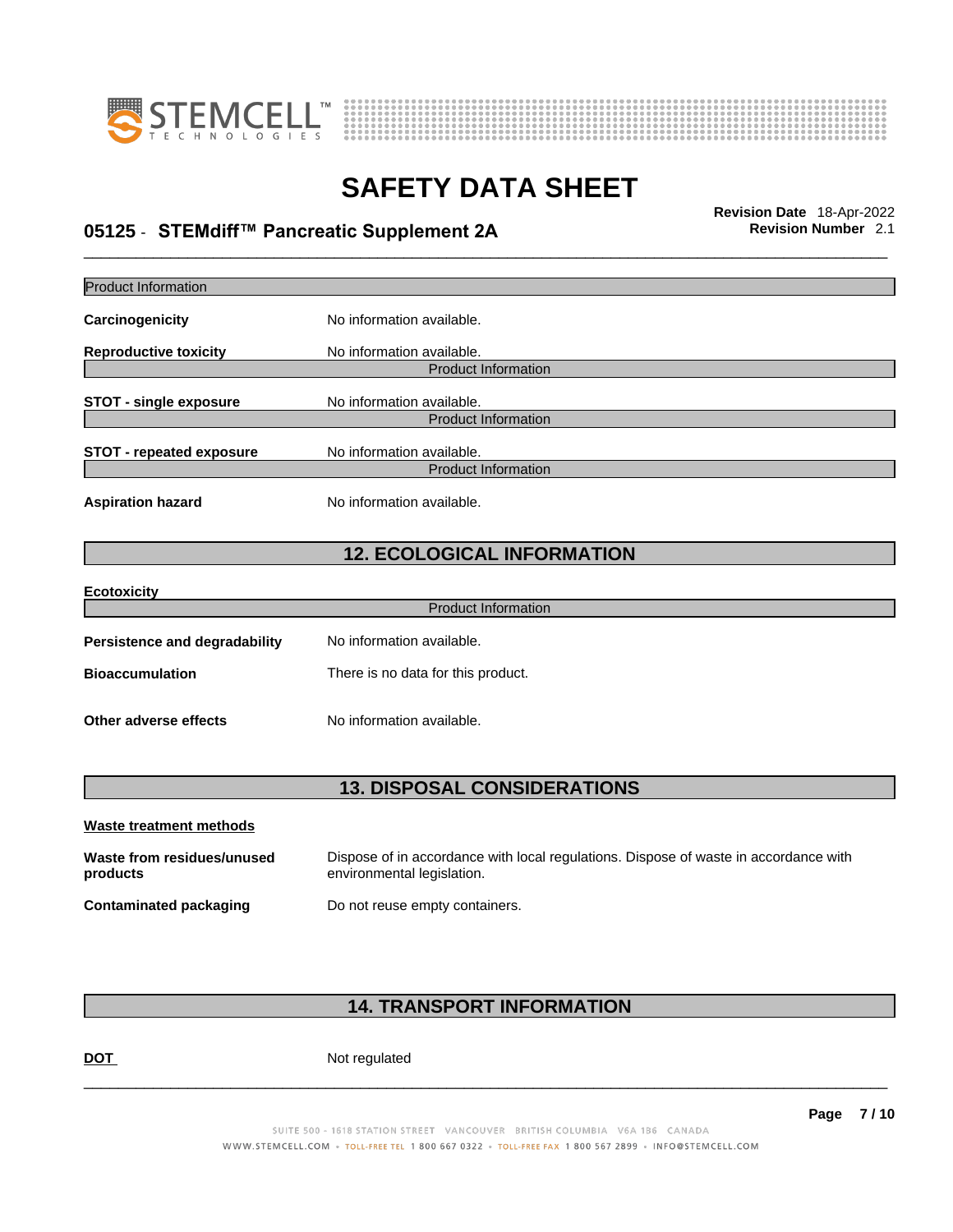Product Information

**Carcinogenicity** No information available.

**Reproductive toxicity** No information available.

Product Information

**STOT - single exposure** No information available.

Product Information

**STOT - repeated exposure** No information available.

Product Information

**Aspiration hazard** No information available.

## 12. ECOLOGICAL INFORMATION

**Ecotoxicity**

Product Information

**Persistence and degradability** No information available.

**Bioaccumulation** There is no data for this product.

**Other adverse effects** No information available.

## 13. DISPOSAL CONSIDERATIONS

**Waste treatment methods**

**Waste from residues/unused products** Dispose of in accordance with local regulations. Dispose of waste in accordance with environmental legislation.

**Contaminated packaging** Do not reuse empty containers.

## 14. TRANSPORT INFORMATION

**DOT** Not regulated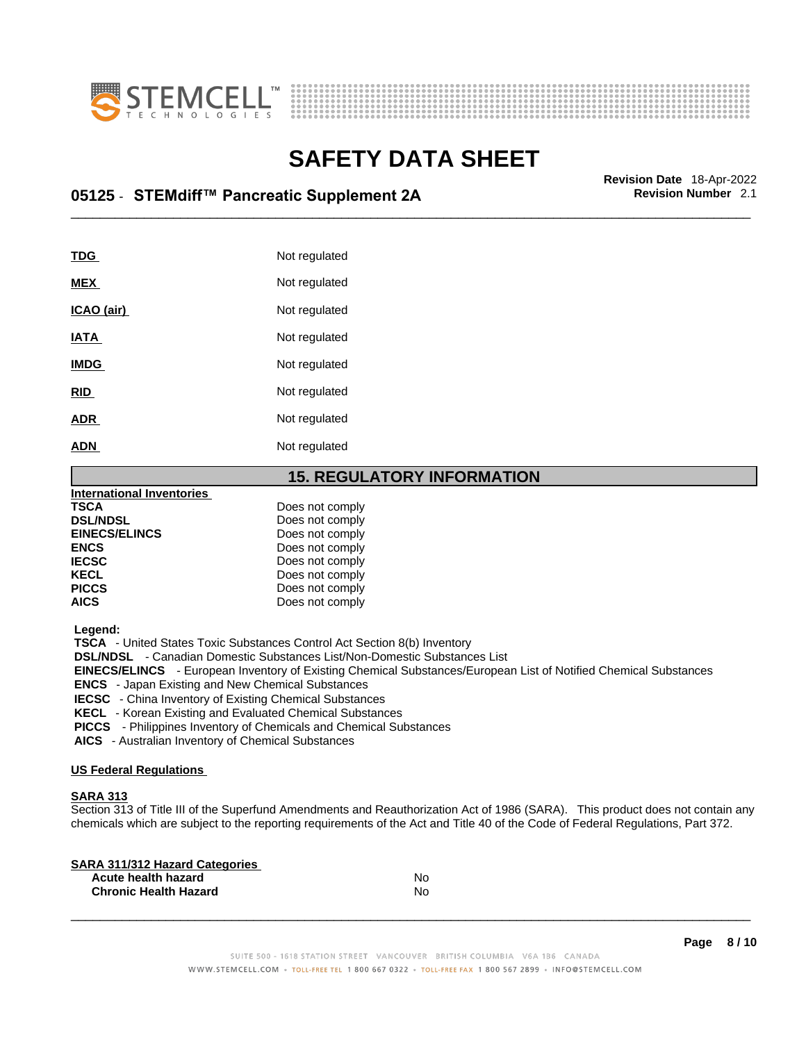| | |
|---|---|
| **TDG** | Not regulated |
| **MEX** | Not regulated |
| **ICAO (air)** | Not regulated |
| **IATA** | Not regulated |
| **IMDG** | Not regulated |
| **RID** | Not regulated |
| **ADR** | Not regulated |
| **ADN** | Not regulated |

## 15. REGULATORY INFORMATION

**International Inventories**

| | |
|---|---|
| **TSCA** | Does not comply |
| **DSL/NDSL** | Does not comply |
| **EINECS/ELINCS** | Does not comply |
| **ENCS** | Does not comply |
| **IECSC** | Does not comply |
| **KECL** | Does not comply |
| **PICCS** | Does not comply |
| **AICS** | Does not comply |

**Legend:**
**TSCA** - United States Toxic Substances Control Act Section 8(b) Inventory
**DSL/NDSL** - Canadian Domestic Substances List/Non-Domestic Substances List
**EINECS/ELINCS** - European Inventory of Existing Chemical Substances/European List of Notified Chemical Substances
**ENCS** - Japan Existing and New Chemical Substances
**IECSC** - China Inventory of Existing Chemical Substances
**KECL** - Korean Existing and Evaluated Chemical Substances
**PICCS** - Philippines Inventory of Chemicals and Chemical Substances
**AICS** - Australian Inventory of Chemical Substances

**US Federal Regulations**

**SARA 313**
Section 313 of Title III of the Superfund Amendments and Reauthorization Act of 1986 (SARA). This product does not contain any chemicals which are subject to the reporting requirements of the Act and Title 40 of the Code of Federal Regulations, Part 372.

**SARA 311/312 Hazard Categories**

| | |
|---|---|
| **Acute health hazard** | No |
| **Chronic Health Hazard** | No |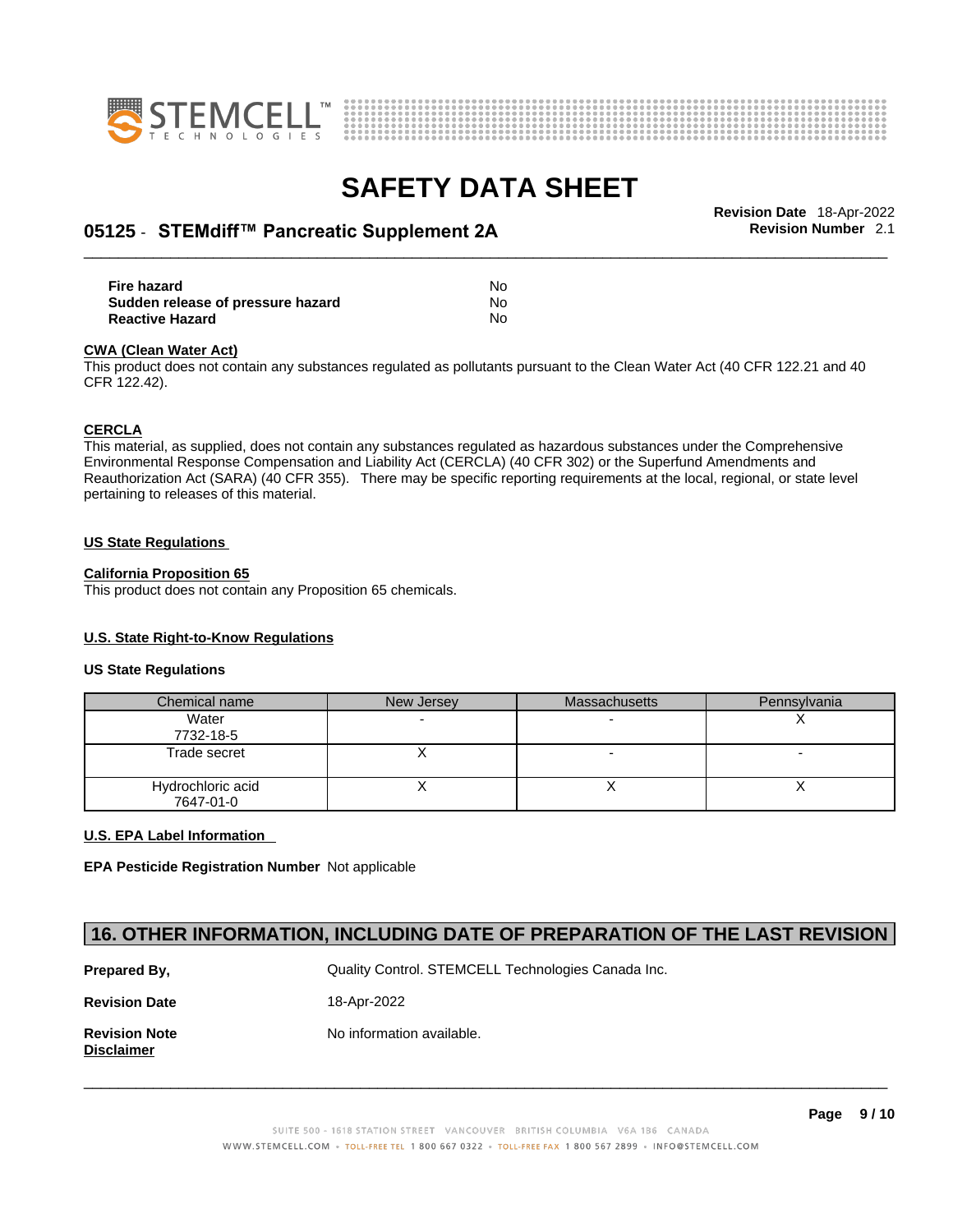| | |
|---|---|
| **Fire hazard** | No |
| **Sudden release of pressure hazard** | No |
| **Reactive Hazard** | No |

**CWA (Clean Water Act)**

This product does not contain any substances regulated as pollutants pursuant to the Clean Water Act (40 CFR 122.21 and 40 CFR 122.42).

**CERCLA**

This material, as supplied, does not contain any substances regulated as hazardous substances under the Comprehensive Environmental Response Compensation and Liability Act (CERCLA) (40 CFR 302) or the Superfund Amendments and Reauthorization Act (SARA) (40 CFR 355). There may be specific reporting requirements at the local, regional, or state level pertaining to releases of this material.

**US State Regulations**

**California Proposition 65**

This product does not contain any Proposition 65 chemicals.

**U.S. State Right-to-Know Regulations**

**US State Regulations**

| Chemical name | New Jersey | Massachusetts | Pennsylvania |
|---|---|---|---|
| Water<br>7732-18-5 | - | - | X |
| Trade secret | X | - | - |
| Hydrochloric acid<br>7647-01-0 | X | X | X |

**U.S. EPA Label Information**

**EPA Pesticide Registration Number** Not applicable

## 16. OTHER INFORMATION, INCLUDING DATE OF PREPARATION OF THE LAST REVISION

**Prepared By,** Quality Control. STEMCELL Technologies Canada Inc.

**Revision Date** 18-Apr-2022

**Revision Note** No information available.

**Disclaimer**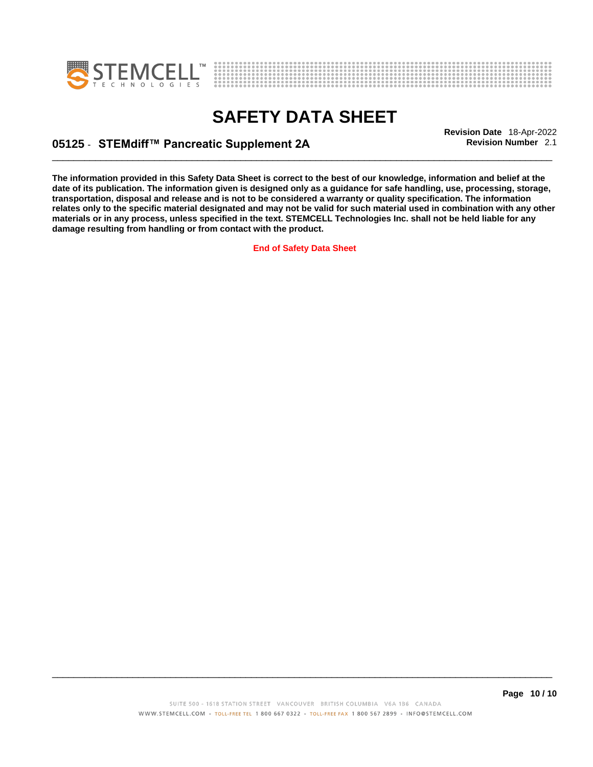The information provided in this Safety Data Sheet is correct to the best of our knowledge, information and belief at the date of its publication. The information given is designed only as a guidance for safe handling, use, processing, storage, transportation, disposal and release and is not to be considered a warranty or quality specification. The information relates only to the specific material designated and may not be valid for such material used in combination with any other materials or in any process, unless specified in the text. STEMCELL Technologies Inc. shall not be held liable for any damage resulting from handling or from contact with the product.

**End of Safety Data Sheet**